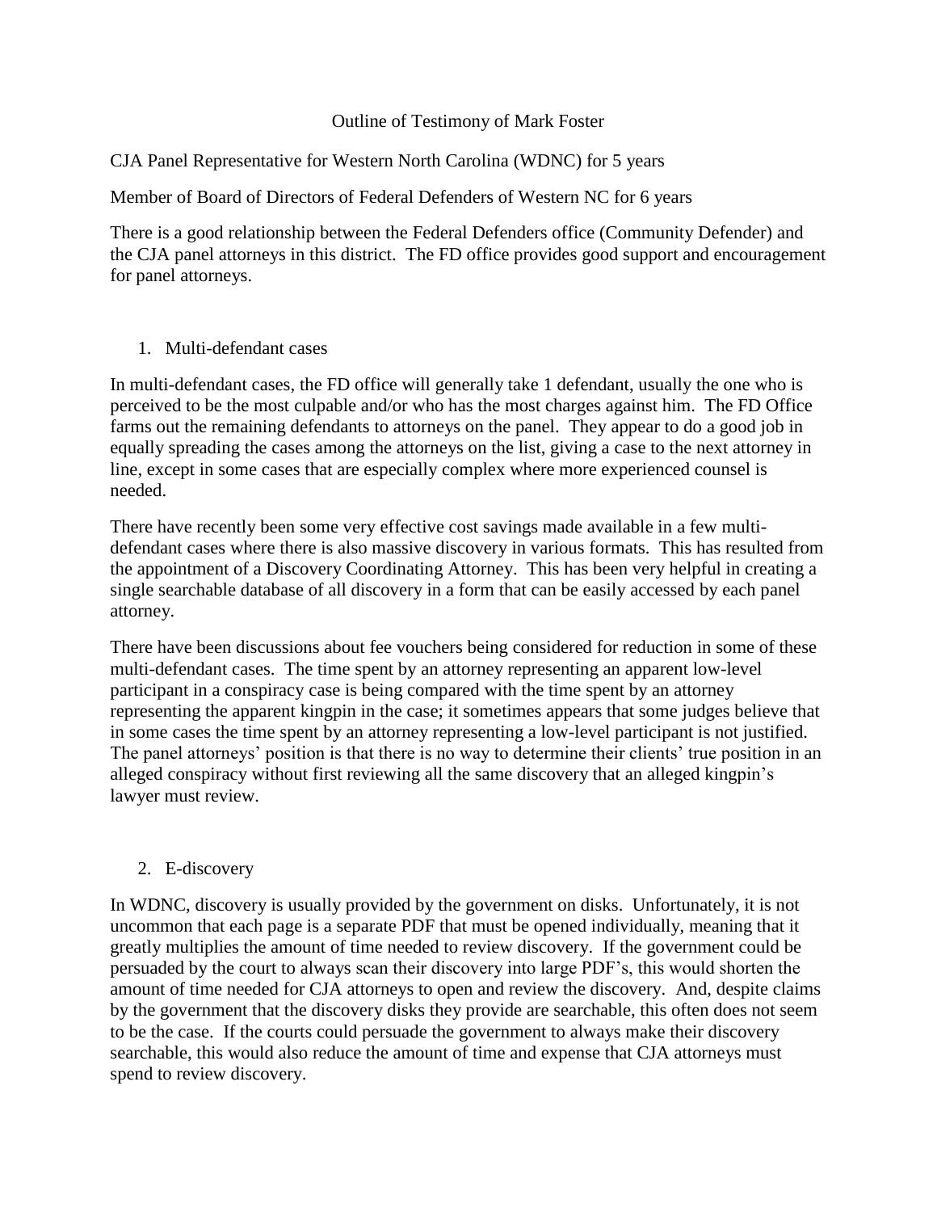# Outline of Testimony of Mark Foster

CJA Panel Representative for Western North Carolina (WDNC) for 5 years

Member of Board of Directors of Federal Defenders of Western NC for 6 years

There is a good relationship between the Federal Defenders office (Community Defender) and the CJA panel attorneys in this district. The FD office provides good support and encouragement for panel attorneys.

## 1. Multi-defendant cases

In multi-defendant cases, the FD office will generally take 1 defendant, usually the one who is perceived to be the most culpable and/or who has the most charges against him. The FD Office farms out the remaining defendants to attorneys on the panel. They appear to do a good job in equally spreading the cases among the attorneys on the list, giving a case to the next attorney in line, except in some cases that are especially complex where more experienced counsel is needed.

There have recently been some very effective cost savings made available in a few multi-defendant cases where there is also massive discovery in various formats. This has resulted from the appointment of a Discovery Coordinating Attorney. This has been very helpful in creating a single searchable database of all discovery in a form that can be easily accessed by each panel attorney.

There have been discussions about fee vouchers being considered for reduction in some of these multi-defendant cases. The time spent by an attorney representing an apparent low-level participant in a conspiracy case is being compared with the time spent by an attorney representing the apparent kingpin in the case; it sometimes appears that some judges believe that in some cases the time spent by an attorney representing a low-level participant is not justified. The panel attorneys' position is that there is no way to determine their clients' true position in an alleged conspiracy without first reviewing all the same discovery that an alleged kingpin's lawyer must review.

## 2. E-discovery

In WDNC, discovery is usually provided by the government on disks. Unfortunately, it is not uncommon that each page is a separate PDF that must be opened individually, meaning that it greatly multiplies the amount of time needed to review discovery. If the government could be persuaded by the court to always scan their discovery into large PDF's, this would shorten the amount of time needed for CJA attorneys to open and review the discovery. And, despite claims by the government that the discovery disks they provide are searchable, this often does not seem to be the case. If the courts could persuade the government to always make their discovery searchable, this would also reduce the amount of time and expense that CJA attorneys must spend to review discovery.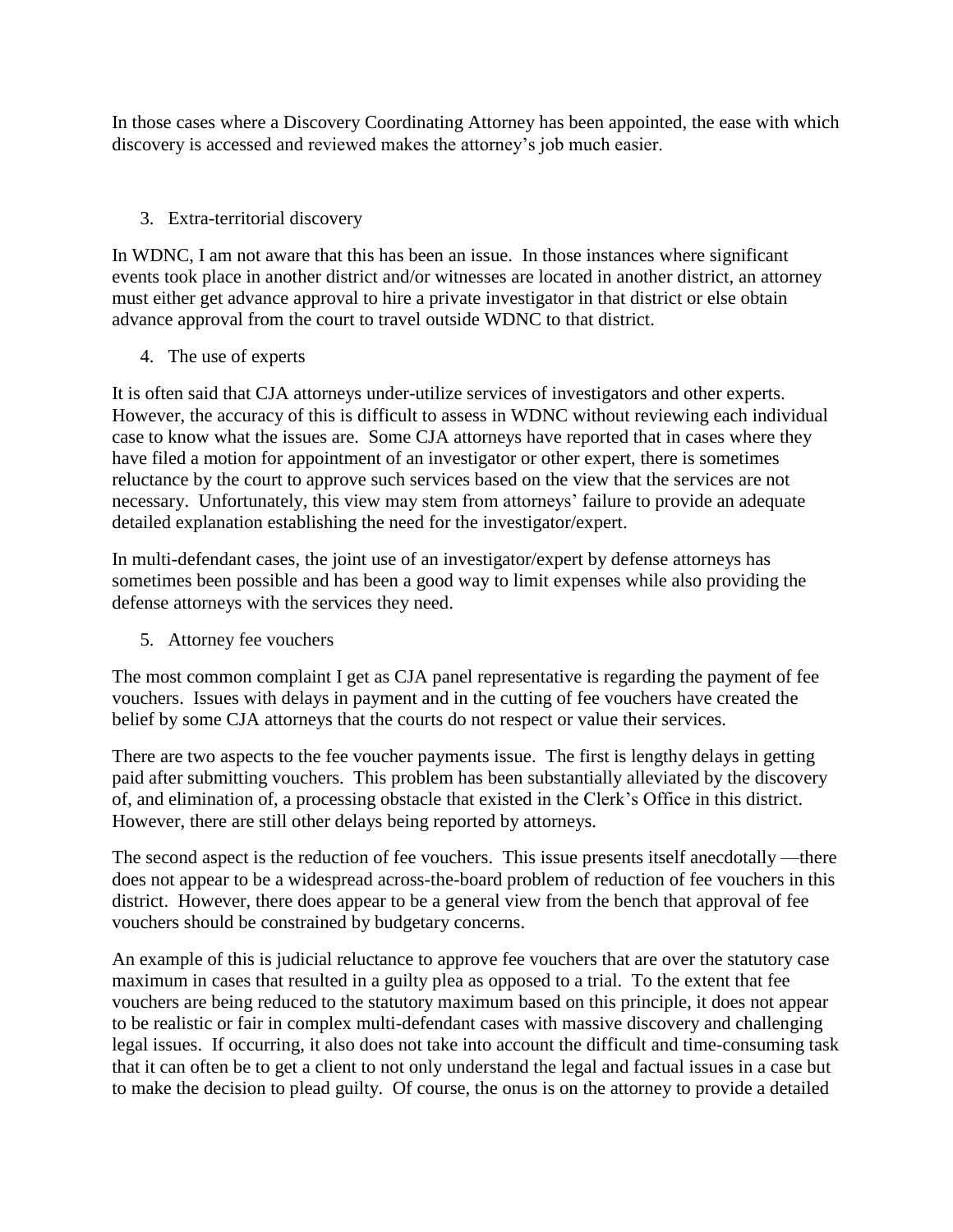In those cases where a Discovery Coordinating Attorney has been appointed, the ease with which discovery is accessed and reviewed makes the attorney's job much easier.

3. Extra-territorial discovery

In WDNC, I am not aware that this has been an issue. In those instances where significant events took place in another district and/or witnesses are located in another district, an attorney must either get advance approval to hire a private investigator in that district or else obtain advance approval from the court to travel outside WDNC to that district.

4. The use of experts

It is often said that CJA attorneys under-utilize services of investigators and other experts. However, the accuracy of this is difficult to assess in WDNC without reviewing each individual case to know what the issues are. Some CJA attorneys have reported that in cases where they have filed a motion for appointment of an investigator or other expert, there is sometimes reluctance by the court to approve such services based on the view that the services are not necessary. Unfortunately, this view may stem from attorneys' failure to provide an adequate detailed explanation establishing the need for the investigator/expert.

In multi-defendant cases, the joint use of an investigator/expert by defense attorneys has sometimes been possible and has been a good way to limit expenses while also providing the defense attorneys with the services they need.

5. Attorney fee vouchers

The most common complaint I get as CJA panel representative is regarding the payment of fee vouchers. Issues with delays in payment and in the cutting of fee vouchers have created the belief by some CJA attorneys that the courts do not respect or value their services.

There are two aspects to the fee voucher payments issue. The first is lengthy delays in getting paid after submitting vouchers. This problem has been substantially alleviated by the discovery of, and elimination of, a processing obstacle that existed in the Clerk's Office in this district. However, there are still other delays being reported by attorneys.

The second aspect is the reduction of fee vouchers. This issue presents itself anecdotally —there does not appear to be a widespread across-the-board problem of reduction of fee vouchers in this district. However, there does appear to be a general view from the bench that approval of fee vouchers should be constrained by budgetary concerns.

An example of this is judicial reluctance to approve fee vouchers that are over the statutory case maximum in cases that resulted in a guilty plea as opposed to a trial. To the extent that fee vouchers are being reduced to the statutory maximum based on this principle, it does not appear to be realistic or fair in complex multi-defendant cases with massive discovery and challenging legal issues. If occurring, it also does not take into account the difficult and time-consuming task that it can often be to get a client to not only understand the legal and factual issues in a case but to make the decision to plead guilty. Of course, the onus is on the attorney to provide a detailed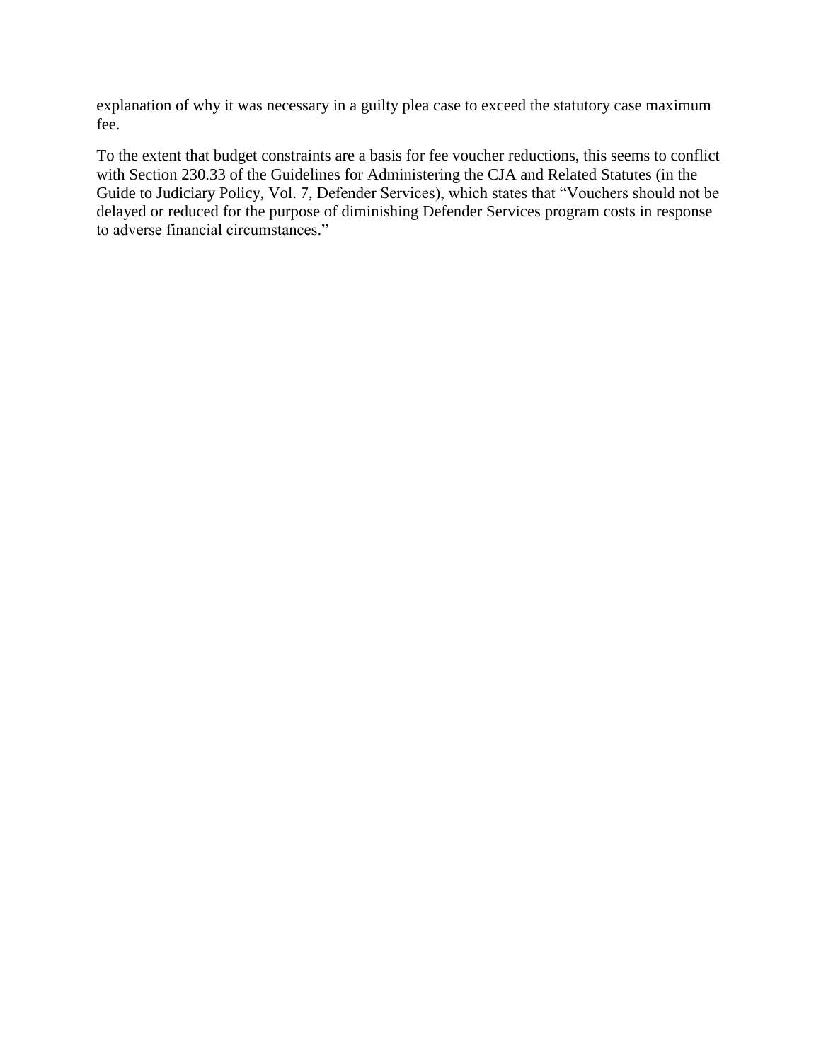explanation of why it was necessary in a guilty plea case to exceed the statutory case maximum fee.

To the extent that budget constraints are a basis for fee voucher reductions, this seems to conflict with Section 230.33 of the Guidelines for Administering the CJA and Related Statutes (in the Guide to Judiciary Policy, Vol. 7, Defender Services), which states that "Vouchers should not be delayed or reduced for the purpose of diminishing Defender Services program costs in response to adverse financial circumstances."